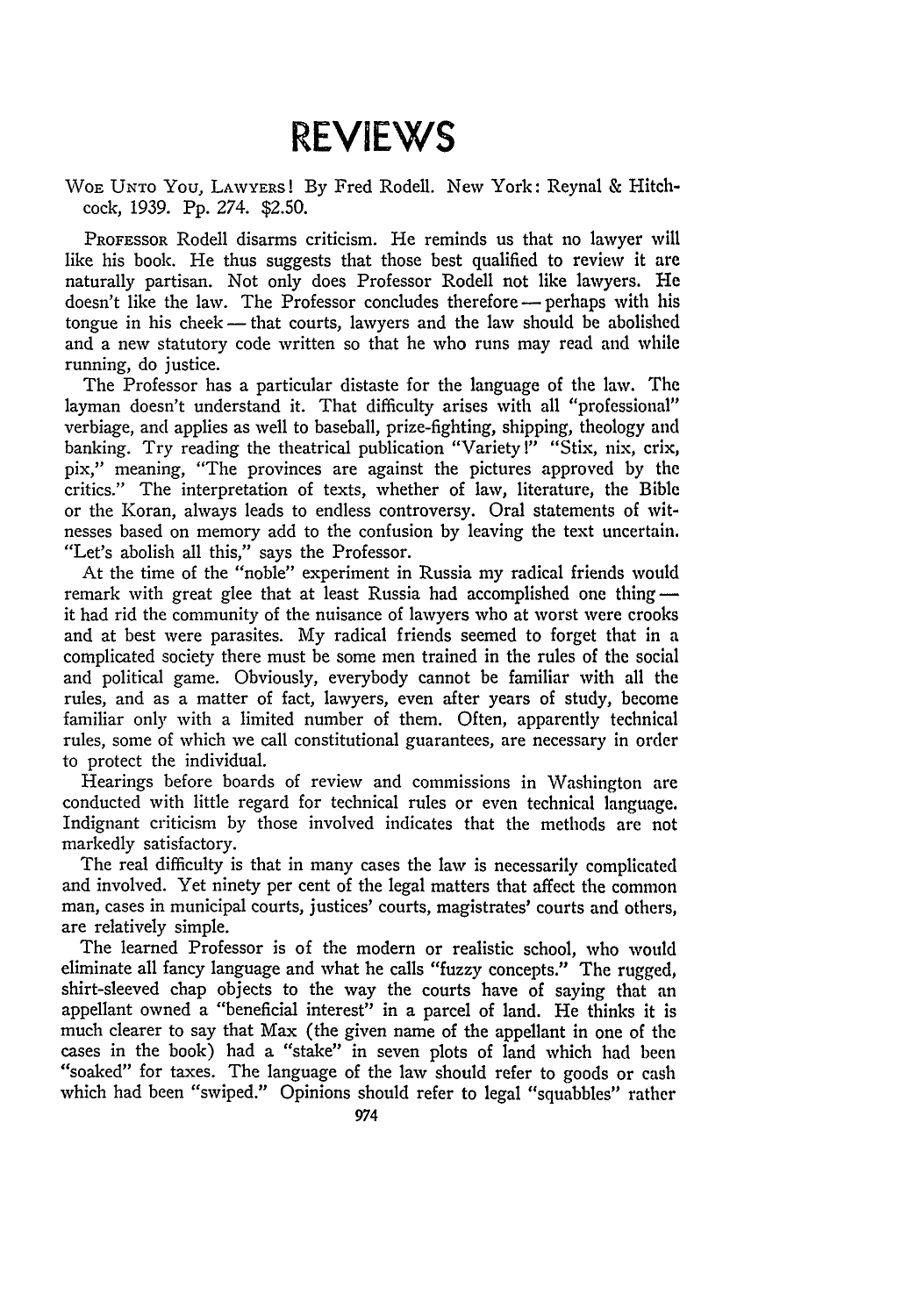# REVIEWS

WOE UNTO YOU, LAWYERS! By Fred Rodell. New York: Reynal & Hitchcock, 1939. Pp. 274. $2.50.

PROFESSOR Rodell disarms criticism. He reminds us that no lawyer will like his book. He thus suggests that those best qualified to review it are naturally partisan. Not only does Professor Rodell not like lawyers. He doesn't like the law. The Professor concludes therefore — perhaps with his tongue in his cheek — that courts, lawyers and the law should be abolished and a new statutory code written so that he who runs may read and while running, do justice.

The Professor has a particular distaste for the language of the law. The layman doesn't understand it. That difficulty arises with all "professional" verbiage, and applies as well to baseball, prize-fighting, shipping, theology and banking. Try reading the theatrical publication "Variety!" "Stix, nix, crix, pix," meaning, "The provinces are against the pictures approved by the critics." The interpretation of texts, whether of law, literature, the Bible or the Koran, always leads to endless controversy. Oral statements of witnesses based on memory add to the confusion by leaving the text uncertain. "Let's abolish all this," says the Professor.

At the time of the "noble" experiment in Russia my radical friends would remark with great glee that at least Russia had accomplished one thing — it had rid the community of the nuisance of lawyers who at worst were crooks and at best were parasites. My radical friends seemed to forget that in a complicated society there must be some men trained in the rules of the social and political game. Obviously, everybody cannot be familiar with all the rules, and as a matter of fact, lawyers, even after years of study, become familiar only with a limited number of them. Often, apparently technical rules, some of which we call constitutional guarantees, are necessary in order to protect the individual.

Hearings before boards of review and commissions in Washington are conducted with little regard for technical rules or even technical language. Indignant criticism by those involved indicates that the methods are not markedly satisfactory.

The real difficulty is that in many cases the law is necessarily complicated and involved. Yet ninety per cent of the legal matters that affect the common man, cases in municipal courts, justices' courts, magistrates' courts and others, are relatively simple.

The learned Professor is of the modern or realistic school, who would eliminate all fancy language and what he calls "fuzzy concepts." The rugged, shirt-sleeved chap objects to the way the courts have of saying that an appellant owned a "beneficial interest" in a parcel of land. He thinks it is much clearer to say that Max (the given name of the appellant in one of the cases in the book) had a "stake" in seven plots of land which had been "soaked" for taxes. The language of the law should refer to goods or cash which had been "swiped." Opinions should refer to legal "squabbles" rather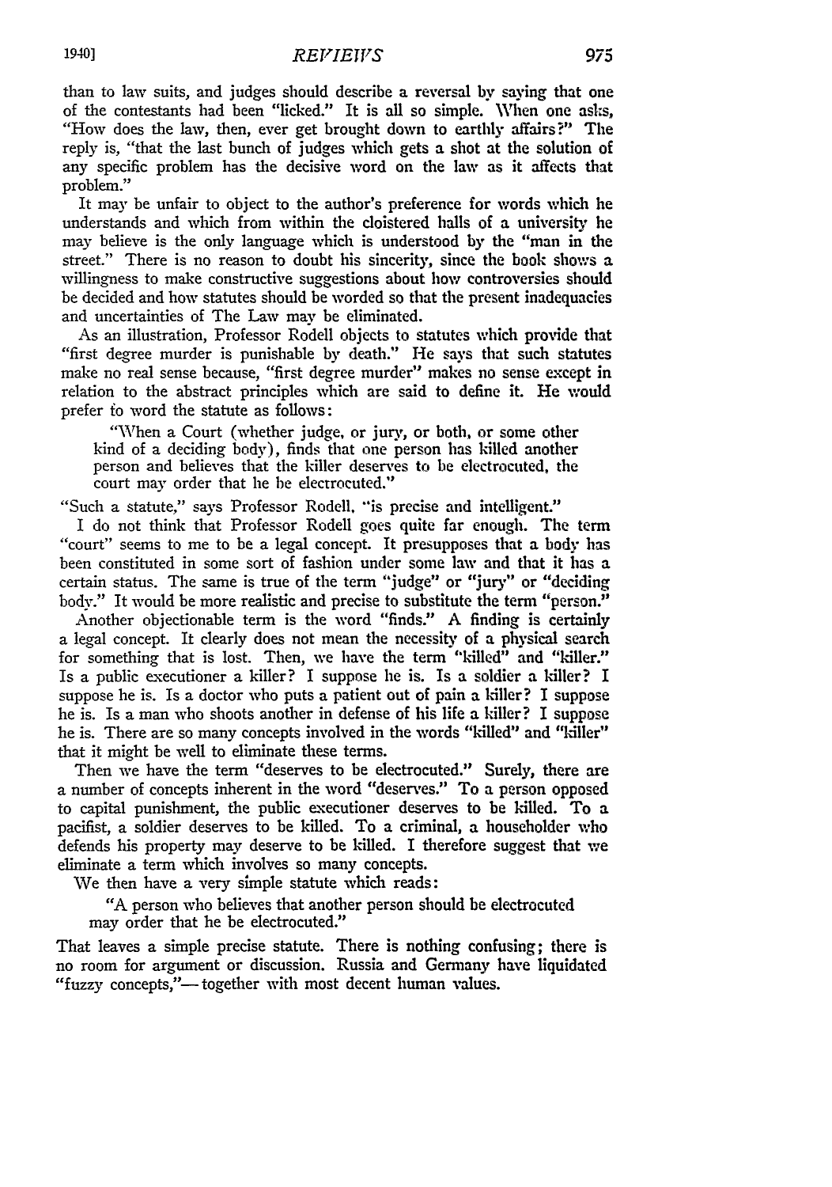than to law suits, and judges should describe a reversal by saying that one of the contestants had been "licked." It is all so simple. When one asks, "How does the law, then, ever get brought down to earthly affairs?" The reply is, "that the last bunch of judges which gets a shot at the solution of any specific problem has the decisive word on the law as it affects that problem."

It may be unfair to object to the author's preference for words which he understands and which from within the cloistered halls of a university he may believe is the only language which is understood by the "man in the street." There is no reason to doubt his sincerity, since the book shows a willingness to make constructive suggestions about how controversies should be decided and how statutes should be worded so that the present inadequacies and uncertainties of The Law may be eliminated.

As an illustration, Professor Rodell objects to statutes which provide that "first degree murder is punishable by death." He says that such statutes make no real sense because, "first degree murder" makes no sense except in relation to the abstract principles which are said to define it. He would prefer to word the statute as follows:

> "When a Court (whether judge, or jury, or both, or some other kind of a deciding body), finds that one person has killed another person and believes that the killer deserves to be electrocuted, the court may order that he be electrocuted."

"Such a statute," says Professor Rodell, "is precise and intelligent."

I do not think that Professor Rodell goes quite far enough. The term "court" seems to me to be a legal concept. It presupposes that a body has been constituted in some sort of fashion under some law and that it has a certain status. The same is true of the term "judge" or "jury" or "deciding body." It would be more realistic and precise to substitute the term "person."

Another objectionable term is the word "finds." A finding is certainly a legal concept. It clearly does not mean the necessity of a physical search for something that is lost. Then, we have the term "killed" and "killer." Is a public executioner a killer? I suppose he is. Is a soldier a killer? I suppose he is. Is a doctor who puts a patient out of pain a killer? I suppose he is. Is a man who shoots another in defense of his life a killer? I suppose he is. There are so many concepts involved in the words "killed" and "killer" that it might be well to eliminate these terms.

Then we have the term "deserves to be electrocuted." Surely, there are a number of concepts inherent in the word "deserves." To a person opposed to capital punishment, the public executioner deserves to be killed. To a pacifist, a soldier deserves to be killed. To a criminal, a householder who defends his property may deserve to be killed. I therefore suggest that we eliminate a term which involves so many concepts.

We then have a very simple statute which reads:

> "A person who believes that another person should be electrocuted may order that he be electrocuted."

That leaves a simple precise statute. There is nothing confusing; there is no room for argument or discussion. Russia and Germany have liquidated "fuzzy concepts,"— together with most decent human values.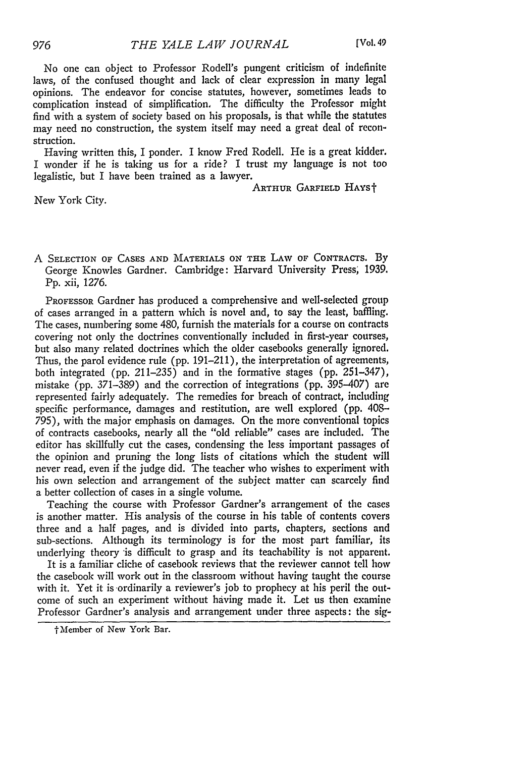No one can object to Professor Rodell's pungent criticism of indefinite laws, of the confused thought and lack of clear expression in many legal opinions. The endeavor for concise statutes, however, sometimes leads to complication instead of simplification. The difficulty the Professor might find with a system of society based on his proposals, is that while the statutes may need no construction, the system itself may need a great deal of reconstruction.

Having written this, I ponder. I know Fred Rodell. He is a great kidder. I wonder if he is taking us for a ride? I trust my language is not too legalistic, but I have been trained as a lawyer.

ARTHUR GARFIELD HAYS†

New York City.

A SELECTION OF CASES AND MATERIALS ON THE LAW OF CONTRACTS. By George Knowles Gardner. Cambridge: Harvard University Press, 1939. Pp. xii, 1276.

PROFESSOR Gardner has produced a comprehensive and well-selected group of cases arranged in a pattern which is novel and, to say the least, baffling. The cases, numbering some 480, furnish the materials for a course on contracts covering not only the doctrines conventionally included in first-year courses, but also many related doctrines which the older casebooks generally ignored. Thus, the parol evidence rule (pp. 191–211), the interpretation of agreements, both integrated (pp. 211–235) and in the formative stages (pp. 251–347), mistake (pp. 371–389) and the correction of integrations (pp. 395–407) are represented fairly adequately. The remedies for breach of contract, including specific performance, damages and restitution, are well explored (pp. 408–795), with the major emphasis on damages. On the more conventional topics of contracts casebooks, nearly all the "old reliable" cases are included. The editor has skillfully cut the cases, condensing the less important passages of the opinion and pruning the long lists of citations which the student will never read, even if the judge did. The teacher who wishes to experiment with his own selection and arrangement of the subject matter can scarcely find a better collection of cases in a single volume.

Teaching the course with Professor Gardner's arrangement of the cases is another matter. His analysis of the course in his table of contents covers three and a half pages, and is divided into parts, chapters, sections and sub-sections. Although its terminology is for the most part familiar, its underlying theory is difficult to grasp and its teachability is not apparent.

It is a familiar cliche of casebook reviews that the reviewer cannot tell how the casebook will work out in the classroom without having taught the course with it. Yet it is ordinarily a reviewer's job to prophecy at his peril the outcome of such an experiment without having made it. Let us then examine Professor Gardner's analysis and arrangement under three aspects: the sig-

†Member of New York Bar.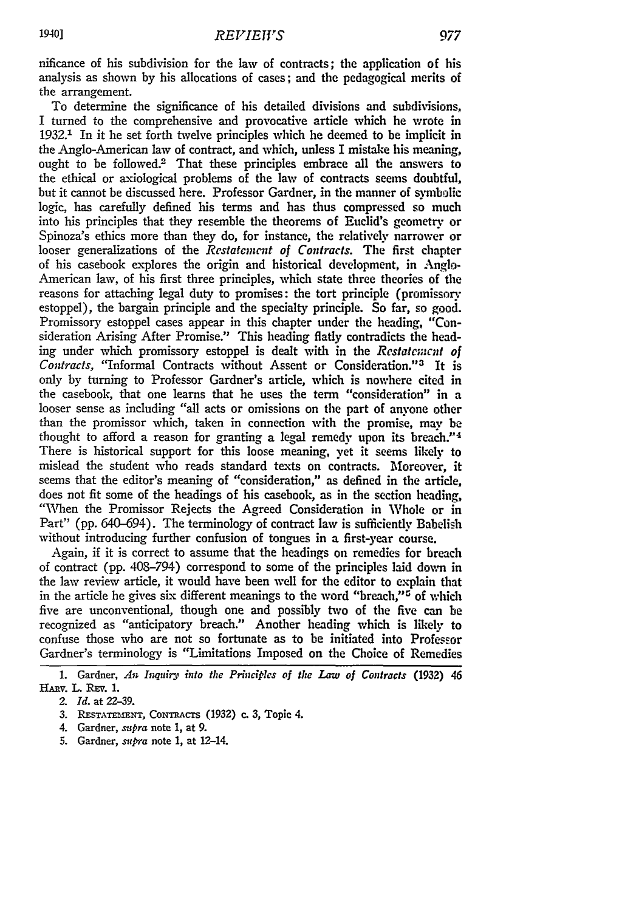nificance of his subdivision for the law of contracts; the application of his analysis as shown by his allocations of cases; and the pedagogical merits of the arrangement.

To determine the significance of his detailed divisions and subdivisions, I turned to the comprehensive and provocative article which he wrote in 1932.[1] In it he set forth twelve principles which he deemed to be implicit in the Anglo-American law of contract, and which, unless I mistake his meaning, ought to be followed.[2] That these principles embrace all the answers to the ethical or axiological problems of the law of contracts seems doubtful, but it cannot be discussed here. Professor Gardner, in the manner of symbolic logic, has carefully defined his terms and has thus compressed so much into his principles that they resemble the theorems of Euclid's geometry or Spinoza's ethics more than they do, for instance, the relatively narrower or looser generalizations of the *Restatement of Contracts*. The first chapter of his casebook explores the origin and historical development, in Anglo-American law, of his first three principles, which state three theories of the reasons for attaching legal duty to promises: the tort principle (promissory estoppel), the bargain principle and the specialty principle. So far, so good. Promissory estoppel cases appear in this chapter under the heading, "Consideration Arising After Promise." This heading flatly contradicts the heading under which promissory estoppel is dealt with in the *Restatement of Contracts*, "Informal Contracts without Assent or Consideration."[3] It is only by turning to Professor Gardner's article, which is nowhere cited in the casebook, that one learns that he uses the term "consideration" in a looser sense as including "all acts or omissions on the part of anyone other than the promissor which, taken in connection with the promise, may be thought to afford a reason for granting a legal remedy upon its breach."[4] There is historical support for this loose meaning, yet it seems likely to mislead the student who reads standard texts on contracts. Moreover, it seems that the editor's meaning of "consideration," as defined in the article, does not fit some of the headings of his casebook, as in the section heading, "When the Promissor Rejects the Agreed Consideration in Whole or in Part" (pp. 640–694). The terminology of contract law is sufficiently Babelish without introducing further confusion of tongues in a first-year course.

Again, if it is correct to assume that the headings on remedies for breach of contract (pp. 408–794) correspond to some of the principles laid down in the law review article, it would have been well for the editor to explain that in the article he gives six different meanings to the word "breach,"[5] of which five are unconventional, though one and possibly two of the five can be recognized as "anticipatory breach." Another heading which is likely to confuse those who are not so fortunate as to be initiated into Professor Gardner's terminology is "Limitations Imposed on the Choice of Remedies

1. Gardner, *An Inquiry into the Principles of the Law of Contracts* (1932) 46 Harv. L. Rev. 1.
2. *Id.* at 22–39.
3. Restatement, Contracts (1932) c. 3, Topic 4.
4. Gardner, *supra* note 1, at 9.
5. Gardner, *supra* note 1, at 12–14.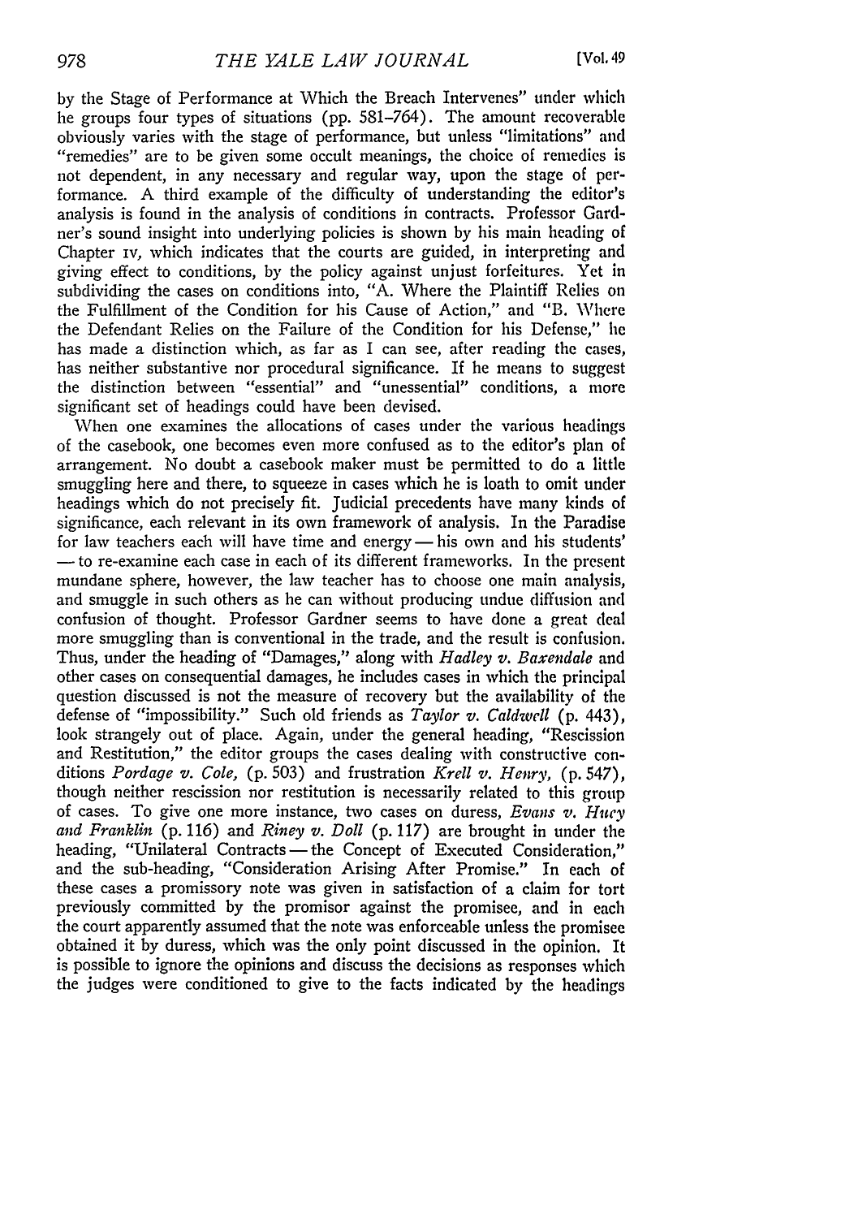by the Stage of Performance at Which the Breach Intervenes" under which he groups four types of situations (pp. 581–764). The amount recoverable obviously varies with the stage of performance, but unless "limitations" and "remedies" are to be given some occult meanings, the choice of remedies is not dependent, in any necessary and regular way, upon the stage of performance. A third example of the difficulty of understanding the editor's analysis is found in the analysis of conditions in contracts. Professor Gardner's sound insight into underlying policies is shown by his main heading of Chapter IV, which indicates that the courts are guided, in interpreting and giving effect to conditions, by the policy against unjust forfeitures. Yet in subdividing the cases on conditions into, "A. Where the Plaintiff Relies on the Fulfillment of the Condition for his Cause of Action," and "B. Where the Defendant Relies on the Failure of the Condition for his Defense," he has made a distinction which, as far as I can see, after reading the cases, has neither substantive nor procedural significance. If he means to suggest the distinction between "essential" and "unessential" conditions, a more significant set of headings could have been devised.

When one examines the allocations of cases under the various headings of the casebook, one becomes even more confused as to the editor's plan of arrangement. No doubt a casebook maker must be permitted to do a little smuggling here and there, to squeeze in cases which he is loath to omit under headings which do not precisely fit. Judicial precedents have many kinds of significance, each relevant in its own framework of analysis. In the Paradise for law teachers each will have time and energy — his own and his students' — to re-examine each case in each of its different frameworks. In the present mundane sphere, however, the law teacher has to choose one main analysis, and smuggle in such others as he can without producing undue diffusion and confusion of thought. Professor Gardner seems to have done a great deal more smuggling than is conventional in the trade, and the result is confusion. Thus, under the heading of "Damages," along with *Hadley v. Baxendale* and other cases on consequential damages, he includes cases in which the principal question discussed is not the measure of recovery but the availability of the defense of "impossibility." Such old friends as *Taylor v. Caldwell* (p. 443), look strangely out of place. Again, under the general heading, "Rescission and Restitution," the editor groups the cases dealing with constructive conditions *Pordage v. Cole,* (p. 503) and frustration *Krell v. Henry,* (p. 547), though neither rescission nor restitution is necessarily related to this group of cases. To give one more instance, two cases on duress, *Evans v. Huey and Franklin* (p. 116) and *Riney v. Doll* (p. 117) are brought in under the heading, "Unilateral Contracts — the Concept of Executed Consideration," and the sub-heading, "Consideration Arising After Promise." In each of these cases a promissory note was given in satisfaction of a claim for tort previously committed by the promisor against the promisee, and in each the court apparently assumed that the note was enforceable unless the promisee obtained it by duress, which was the only point discussed in the opinion. It is possible to ignore the opinions and discuss the decisions as responses which the judges were conditioned to give to the facts indicated by the headings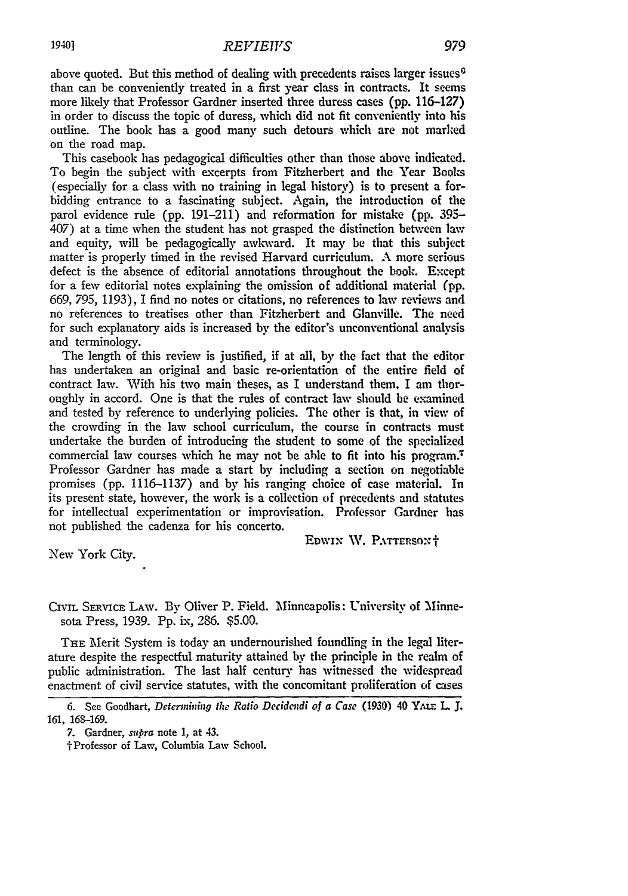above quoted. But this method of dealing with precedents raises larger issues[6] than can be conveniently treated in a first year class in contracts. It seems more likely that Professor Gardner inserted three duress cases (pp. 116–127) in order to discuss the topic of duress, which did not fit conveniently into his outline. The book has a good many such detours which are not marked on the road map.

This casebook has pedagogical difficulties other than those above indicated. To begin the subject with excerpts from Fitzherbert and the Year Books (especially for a class with no training in legal history) is to present a forbidding entrance to a fascinating subject. Again, the introduction of the parol evidence rule (pp. 191–211) and reformation for mistake (pp. 395–407) at a time when the student has not grasped the distinction between law and equity, will be pedagogically awkward. It may be that this subject matter is properly timed in the revised Harvard curriculum. A more serious defect is the absence of editorial annotations throughout the book. Except for a few editorial notes explaining the omission of additional material (pp. 669, 795, 1193), I find no notes or citations, no references to law reviews and no references to treatises other than Fitzherbert and Glanville. The need for such explanatory aids is increased by the editor's unconventional analysis and terminology.

The length of this review is justified, if at all, by the fact that the editor has undertaken an original and basic re-orientation of the entire field of contract law. With his two main theses, as I understand them, I am thoroughly in accord. One is that the rules of contract law should be examined and tested by reference to underlying policies. The other is that, in view of the crowding in the law school curriculum, the course in contracts must undertake the burden of introducing the student to some of the specialized commercial law courses which he may not be able to fit into his program.[7] Professor Gardner has made a start by including a section on negotiable promises (pp. 1116–1137) and by his ranging choice of case material. In its present state, however, the work is a collection of precedents and statutes for intellectual experimentation or improvisation. Professor Gardner has not published the cadenza for his concerto.

EDWIN W. PATTERSON†

New York City.

CIVIL SERVICE LAW. By Oliver P. Field. Minneapolis: University of Minnesota Press, 1939. Pp. ix, 286. $5.00.

THE Merit System is today an undernourished foundling in the legal literature despite the respectful maturity attained by the principle in the realm of public administration. The last half century has witnessed the widespread enactment of civil service statutes, with the concomitant proliferation of cases

---

6. See Goodhart, *Determining the Ratio Decidendi of a Case* (1930) 40 YALE L. J. 161, 168–169.

7. Gardner, *supra* note 1, at 43.

† Professor of Law, Columbia Law School.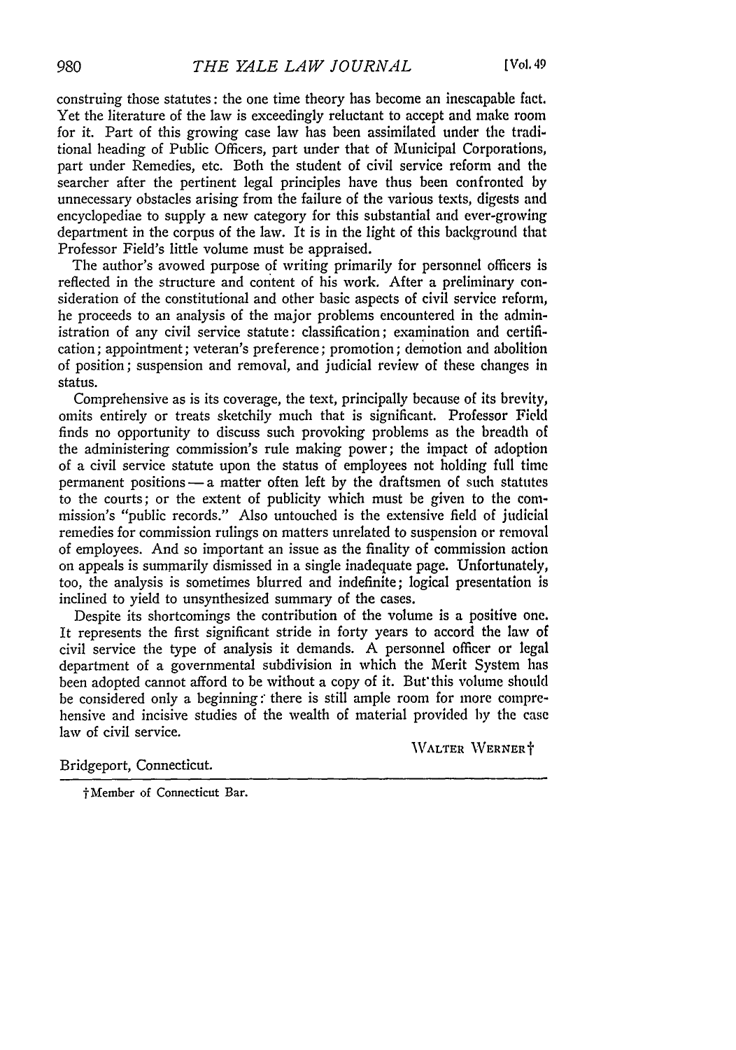construing those statutes: the one time theory has become an inescapable fact. Yet the literature of the law is exceedingly reluctant to accept and make room for it. Part of this growing case law has been assimilated under the traditional heading of Public Officers, part under that of Municipal Corporations, part under Remedies, etc. Both the student of civil service reform and the searcher after the pertinent legal principles have thus been confronted by unnecessary obstacles arising from the failure of the various texts, digests and encyclopediae to supply a new category for this substantial and ever-growing department in the corpus of the law. It is in the light of this background that Professor Field's little volume must be appraised.

The author's avowed purpose of writing primarily for personnel officers is reflected in the structure and content of his work. After a preliminary consideration of the constitutional and other basic aspects of civil service reform, he proceeds to an analysis of the major problems encountered in the administration of any civil service statute: classification; examination and certification; appointment; veteran's preference; promotion; demotion and abolition of position; suspension and removal, and judicial review of these changes in status.

Comprehensive as is its coverage, the text, principally because of its brevity, omits entirely or treats sketchily much that is significant. Professor Field finds no opportunity to discuss such provoking problems as the breadth of the administering commission's rule making power; the impact of adoption of a civil service statute upon the status of employees not holding full time permanent positions — a matter often left by the draftsmen of such statutes to the courts; or the extent of publicity which must be given to the commission's "public records." Also untouched is the extensive field of judicial remedies for commission rulings on matters unrelated to suspension or removal of employees. And so important an issue as the finality of commission action on appeals is summarily dismissed in a single inadequate page. Unfortunately, too, the analysis is sometimes blurred and indefinite; logical presentation is inclined to yield to unsynthesized summary of the cases.

Despite its shortcomings the contribution of the volume is a positive one. It represents the first significant stride in forty years to accord the law of civil service the type of analysis it demands. A personnel officer or legal department of a governmental subdivision in which the Merit System has been adopted cannot afford to be without a copy of it. But this volume should be considered only a beginning: there is still ample room for more comprehensive and incisive studies of the wealth of material provided by the case law of civil service.

WALTER WERNER†

Bridgeport, Connecticut.

†Member of Connecticut Bar.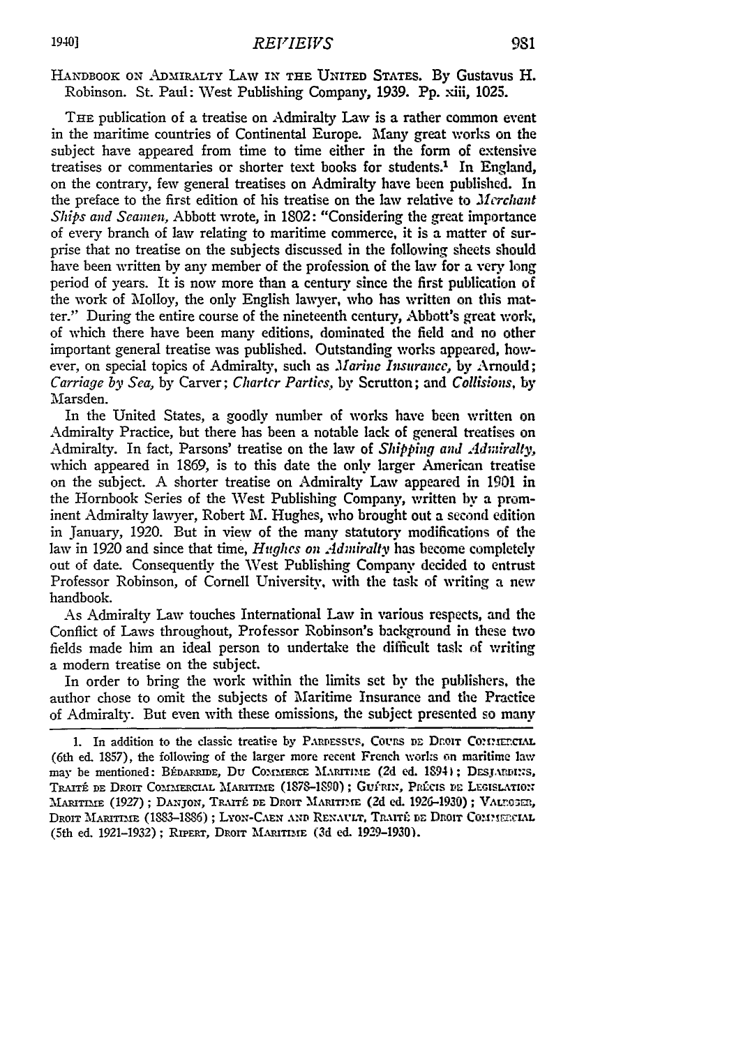HANDBOOK ON ADMIRALTY LAW IN THE UNITED STATES. By Gustavus H. Robinson. St. Paul: West Publishing Company, 1939. Pp. xiii, 1025.

THE publication of a treatise on Admiralty Law is a rather common event in the maritime countries of Continental Europe. Many great works on the subject have appeared from time to time either in the form of extensive treatises or commentaries or shorter text books for students.[1] In England, on the contrary, few general treatises on Admiralty have been published. In the preface to the first edition of his treatise on the law relative to *Merchant Ships and Seamen,* Abbott wrote, in 1802: "Considering the great importance of every branch of law relating to maritime commerce, it is a matter of surprise that no treatise on the subjects discussed in the following sheets should have been written by any member of the profession of the law for a very long period of years. It is now more than a century since the first publication of the work of Molloy, the only English lawyer, who has written on this matter." During the entire course of the nineteenth century, Abbott's great work, of which there have been many editions, dominated the field and no other important general treatise was published. Outstanding works appeared, however, on special topics of Admiralty, such as *Marine Insurance,* by Arnould; *Carriage by Sea,* by Carver; *Charter Parties,* by Scrutton; and *Collisions,* by Marsden.

In the United States, a goodly number of works have been written on Admiralty Practice, but there has been a notable lack of general treatises on Admiralty. In fact, Parsons' treatise on the law of *Shipping and Admiralty,* which appeared in 1869, is to this date the only larger American treatise on the subject. A shorter treatise on Admiralty Law appeared in 1901 in the Hornbook Series of the West Publishing Company, written by a prominent Admiralty lawyer, Robert M. Hughes, who brought out a second edition in January, 1920. But in view of the many statutory modifications of the law in 1920 and since that time, *Hughes on Admiralty* has become completely out of date. Consequently the West Publishing Company decided to entrust Professor Robinson, of Cornell University, with the task of writing a new handbook.

As Admiralty Law touches International Law in various respects, and the Conflict of Laws throughout, Professor Robinson's background in these two fields made him an ideal person to undertake the difficult task of writing a modern treatise on the subject.

In order to bring the work within the limits set by the publishers, the author chose to omit the subjects of Maritime Insurance and the Practice of Admiralty. But even with these omissions, the subject presented so many

1. In addition to the classic treatise by PARDESSUS, COURS DE DROIT COMMERCIAL (6th ed. 1857), the following of the larger more recent French works on maritime law may be mentioned: BÉDARRIDE, DU COMMERCE MARITIME (2d ed. 1894); DESJARDINS, TRAITÉ DE DROIT COMMERCIAL MARITIME (1878–1890); GUÉRIN, PRÉCIS DE LEGISLATION MARITIME (1927); DANJON, TRAITÉ DE DROIT MARITIME (2d ed. 1926–1930); VALROGER, DROIT MARITIME (1883–1886); LYON-CAEN AND RENAULT, TRAITÉ DE DROIT COMMERCIAL (5th ed. 1921–1932); RIPERT, DROIT MARITIME (3d ed. 1929–1930).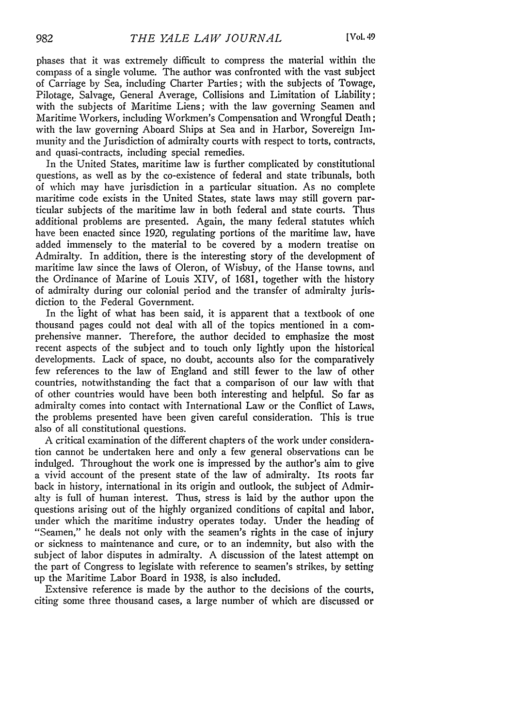phases that it was extremely difficult to compress the material within the compass of a single volume. The author was confronted with the vast subject of Carriage by Sea, including Charter Parties; with the subjects of Towage, Pilotage, Salvage, General Average, Collisions and Limitation of Liability; with the subjects of Maritime Liens; with the law governing Seamen and Maritime Workers, including Workmen's Compensation and Wrongful Death; with the law governing Aboard Ships at Sea and in Harbor, Sovereign Immunity and the Jurisdiction of admiralty courts with respect to torts, contracts, and quasi-contracts, including special remedies.

In the United States, maritime law is further complicated by constitutional questions, as well as by the co-existence of federal and state tribunals, both of which may have jurisdiction in a particular situation. As no complete maritime code exists in the United States, state laws may still govern particular subjects of the maritime law in both federal and state courts. Thus additional problems are presented. Again, the many federal statutes which have been enacted since 1920, regulating portions of the maritime law, have added immensely to the material to be covered by a modern treatise on Admiralty. In addition, there is the interesting story of the development of maritime law since the laws of Oleron, of Wisbuy, of the Hanse towns, and the Ordinance of Marine of Louis XIV, of 1681, together with the history of admiralty during our colonial period and the transfer of admiralty jurisdiction to the Federal Government.

In the light of what has been said, it is apparent that a textbook of one thousand pages could not deal with all of the topics mentioned in a comprehensive manner. Therefore, the author decided to emphasize the most recent aspects of the subject and to touch only lightly upon the historical developments. Lack of space, no doubt, accounts also for the comparatively few references to the law of England and still fewer to the law of other countries, notwithstanding the fact that a comparison of our law with that of other countries would have been both interesting and helpful. So far as admiralty comes into contact with International Law or the Conflict of Laws, the problems presented have been given careful consideration. This is true also of all constitutional questions.

A critical examination of the different chapters of the work under consideration cannot be undertaken here and only a few general observations can be indulged. Throughout the work one is impressed by the author's aim to give a vivid account of the present state of the law of admiralty. Its roots far back in history, international in its origin and outlook, the subject of Admiralty is full of human interest. Thus, stress is laid by the author upon the questions arising out of the highly organized conditions of capital and labor, under which the maritime industry operates today. Under the heading of "Seamen," he deals not only with the seamen's rights in the case of injury or sickness to maintenance and cure, or to an indemnity, but also with the subject of labor disputes in admiralty. A discussion of the latest attempt on the part of Congress to legislate with reference to seamen's strikes, by setting up the Maritime Labor Board in 1938, is also included.

Extensive reference is made by the author to the decisions of the courts, citing some three thousand cases, a large number of which are discussed or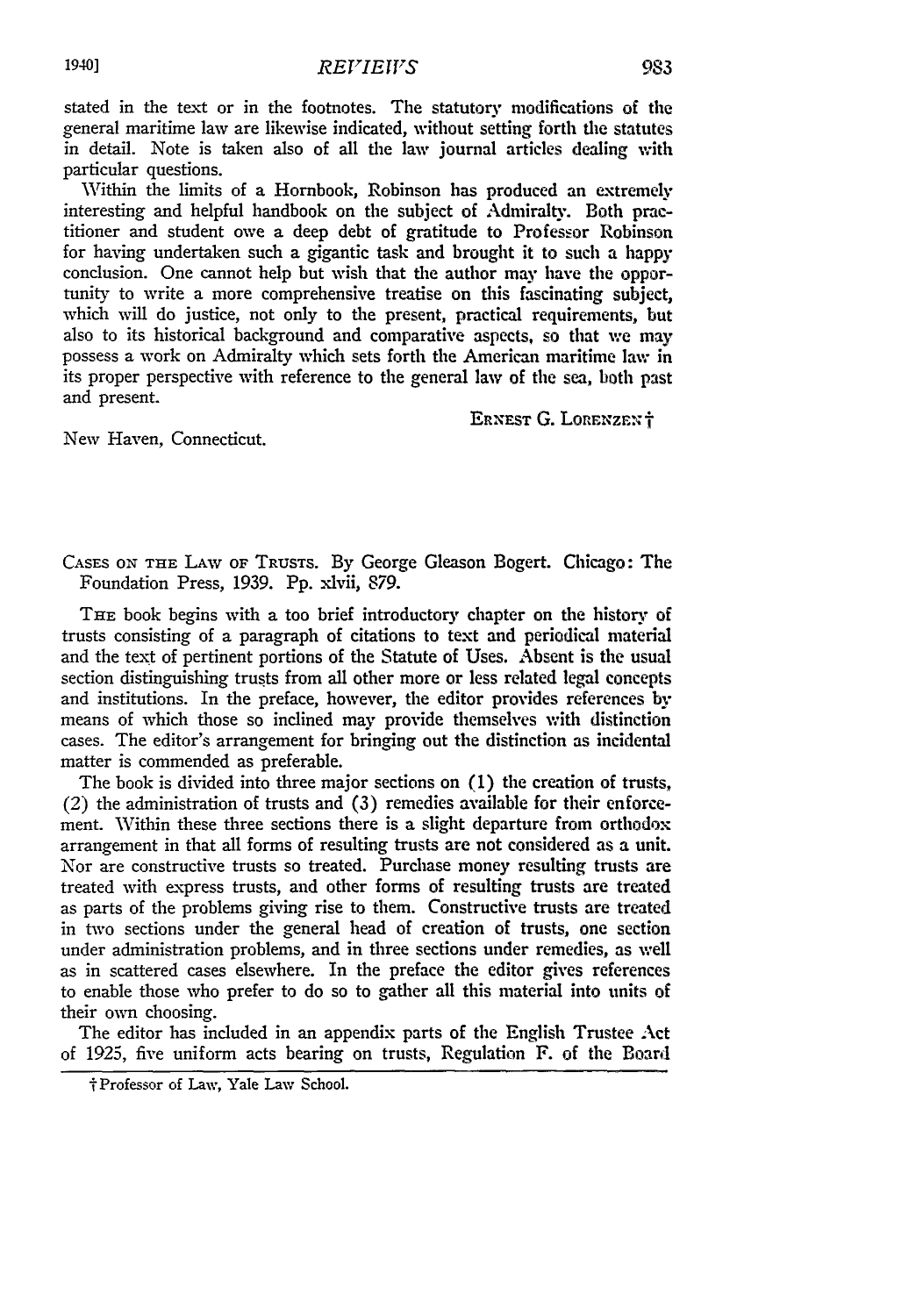stated in the text or in the footnotes. The statutory modifications of the general maritime law are likewise indicated, without setting forth the statutes in detail. Note is taken also of all the law journal articles dealing with particular questions.

Within the limits of a Hornbook, Robinson has produced an extremely interesting and helpful handbook on the subject of Admiralty. Both practitioner and student owe a deep debt of gratitude to Professor Robinson for having undertaken such a gigantic task and brought it to such a happy conclusion. One cannot help but wish that the author may have the opportunity to write a more comprehensive treatise on this fascinating subject, which will do justice, not only to the present, practical requirements, but also to its historical background and comparative aspects, so that we may possess a work on Admiralty which sets forth the American maritime law in its proper perspective with reference to the general law of the sea, both past and present.

ERNEST G. LORENZEN†

New Haven, Connecticut.

CASES ON THE LAW OF TRUSTS. By George Gleason Bogert. Chicago: The Foundation Press, 1939. Pp. xlvii, 879.

THE book begins with a too brief introductory chapter on the history of trusts consisting of a paragraph of citations to text and periodical material and the text of pertinent portions of the Statute of Uses. Absent is the usual section distinguishing trusts from all other more or less related legal concepts and institutions. In the preface, however, the editor provides references by means of which those so inclined may provide themselves with distinction cases. The editor's arrangement for bringing out the distinction as incidental matter is commended as preferable.

The book is divided into three major sections on (1) the creation of trusts, (2) the administration of trusts and (3) remedies available for their enforcement. Within these three sections there is a slight departure from orthodox arrangement in that all forms of resulting trusts are not considered as a unit. Nor are constructive trusts so treated. Purchase money resulting trusts are treated with express trusts, and other forms of resulting trusts are treated as parts of the problems giving rise to them. Constructive trusts are treated in two sections under the general head of creation of trusts, one section under administration problems, and in three sections under remedies, as well as in scattered cases elsewhere. In the preface the editor gives references to enable those who prefer to do so to gather all this material into units of their own choosing.

The editor has included in an appendix parts of the English Trustee Act of 1925, five uniform acts bearing on trusts, Regulation F. of the Board

† Professor of Law, Yale Law School.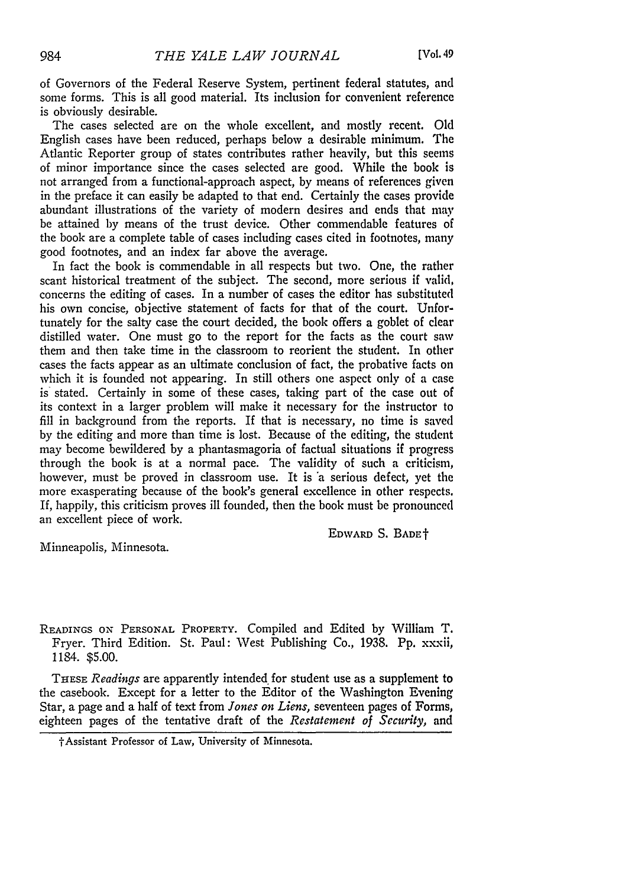of Governors of the Federal Reserve System, pertinent federal statutes, and some forms. This is all good material. Its inclusion for convenient reference is obviously desirable.

The cases selected are on the whole excellent, and mostly recent. Old English cases have been reduced, perhaps below a desirable minimum. The Atlantic Reporter group of states contributes rather heavily, but this seems of minor importance since the cases selected are good. While the book is not arranged from a functional-approach aspect, by means of references given in the preface it can easily be adapted to that end. Certainly the cases provide abundant illustrations of the variety of modern desires and ends that may be attained by means of the trust device. Other commendable features of the book are a complete table of cases including cases cited in footnotes, many good footnotes, and an index far above the average.

In fact the book is commendable in all respects but two. One, the rather scant historical treatment of the subject. The second, more serious if valid, concerns the editing of cases. In a number of cases the editor has substituted his own concise, objective statement of facts for that of the court. Unfortunately for the salty case the court decided, the book offers a goblet of clear distilled water. One must go to the report for the facts as the court saw them and then take time in the classroom to reorient the student. In other cases the facts appear as an ultimate conclusion of fact, the probative facts on which it is founded not appearing. In still others one aspect only of a case is stated. Certainly in some of these cases, taking part of the case out of its context in a larger problem will make it necessary for the instructor to fill in background from the reports. If that is necessary, no time is saved by the editing and more than time is lost. Because of the editing, the student may become bewildered by a phantasmagoria of factual situations if progress through the book is at a normal pace. The validity of such a criticism, however, must be proved in classroom use. It is a serious defect, yet the more exasperating because of the book's general excellence in other respects. If, happily, this criticism proves ill founded, then the book must be pronounced an excellent piece of work.

EDWARD S. BADE†

Minneapolis, Minnesota.

READINGS ON PERSONAL PROPERTY. Compiled and Edited by William T. Fryer. Third Edition. St. Paul: West Publishing Co., 1938. Pp. xxxii, 1184. $5.00.

THESE *Readings* are apparently intended for student use as a supplement to the casebook. Except for a letter to the Editor of the Washington Evening Star, a page and a half of text from *Jones on Liens*, seventeen pages of Forms, eighteen pages of the tentative draft of the *Restatement of Security*, and

†Assistant Professor of Law, University of Minnesota.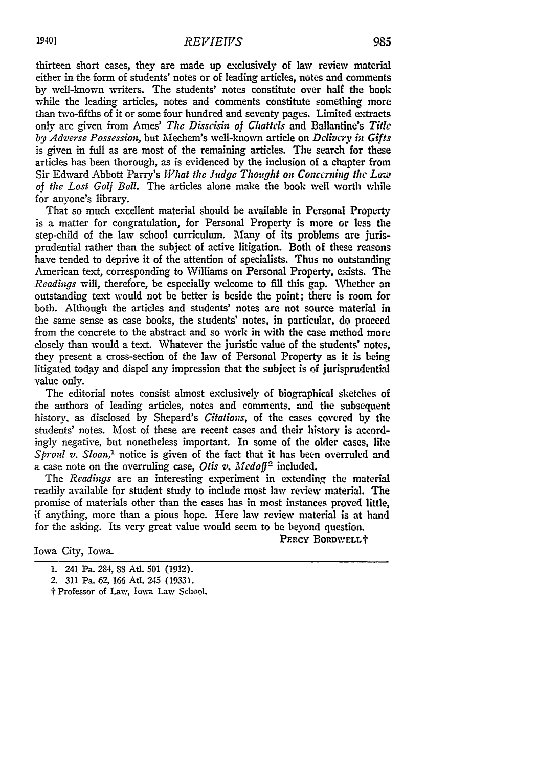thirteen short cases, they are made up exclusively of law review material either in the form of students' notes or of leading articles, notes and comments by well-known writers. The students' notes constitute over half the book while the leading articles, notes and comments constitute something more than two-fifths of it or some four hundred and seventy pages. Limited extracts only are given from Ames' *The Disseisin of Chattels* and Ballantine's *Title by Adverse Possession*, but Mechem's well-known article on *Delivery in Gifts* is given in full as are most of the remaining articles. The search for these articles has been thorough, as is evidenced by the inclusion of a chapter from Sir Edward Abbott Parry's *What the Judge Thought on Concerning the Law of the Lost Golf Ball*. The articles alone make the book well worth while for anyone's library.

That so much excellent material should be available in Personal Property is a matter for congratulation, for Personal Property is more or less the step-child of the law school curriculum. Many of its problems are jurisprudential rather than the subject of active litigation. Both of these reasons have tended to deprive it of the attention of specialists. Thus no outstanding American text, corresponding to Williams on Personal Property, exists. The *Readings* will, therefore, be especially welcome to fill this gap. Whether an outstanding text would not be better is beside the point; there is room for both. Although the articles and students' notes are not source material in the same sense as case books, the students' notes, in particular, do proceed from the concrete to the abstract and so work in with the case method more closely than would a text. Whatever the juristic value of the students' notes, they present a cross-section of the law of Personal Property as it is being litigated today and dispel any impression that the subject is of jurisprudential value only.

The editorial notes consist almost exclusively of biographical sketches of the authors of leading articles, notes and comments, and the subsequent history, as disclosed by Shepard's *Citations*, of the cases covered by the students' notes. Most of these are recent cases and their history is accordingly negative, but nonetheless important. In some of the older cases, like *Sproul v. Sloan*,[1] notice is given of the fact that it has been overruled and a case note on the overruling case, *Otis v. Medoff*[2] included.

The *Readings* are an interesting experiment in extending the material readily available for student study to include most law review material. The promise of materials other than the cases has in most instances proved little, if anything, more than a pious hope. Here law review material is at hand for the asking. Its very great value would seem to be beyond question.

PERCY BORDWELL†

Iowa City, Iowa.

1. 241 Pa. 284, 88 Atl. 501 (1912).

2. 311 Pa. 62, 166 Atl. 245 (1933).

† Professor of Law, Iowa Law School.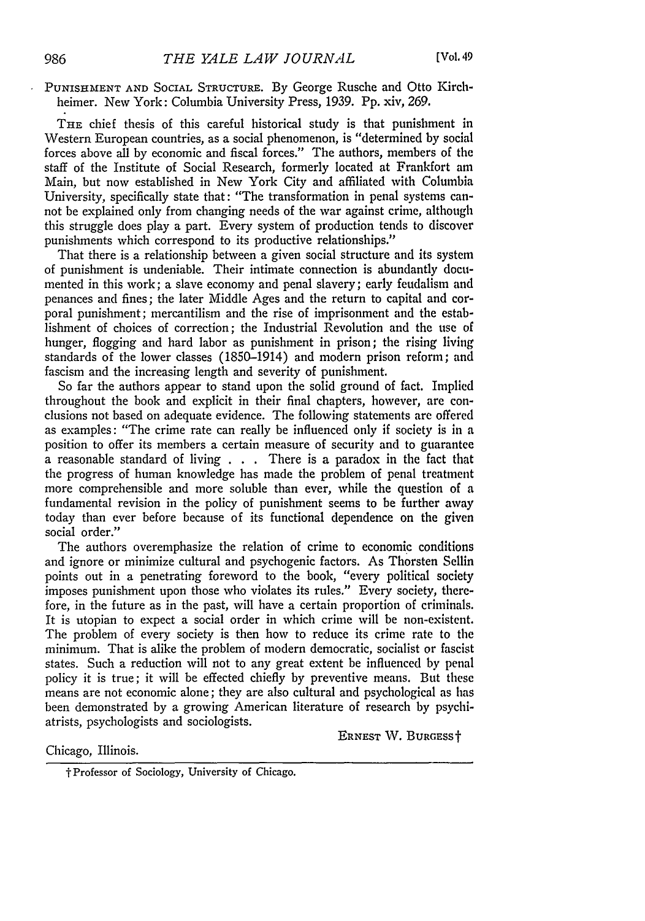PUNISHMENT AND SOCIAL STRUCTURE. By George Rusche and Otto Kirchheimer. New York: Columbia University Press, 1939. Pp. xiv, 269.

THE chief thesis of this careful historical study is that punishment in Western European countries, as a social phenomenon, is "determined by social forces above all by economic and fiscal forces." The authors, members of the staff of the Institute of Social Research, formerly located at Frankfort am Main, but now established in New York City and affiliated with Columbia University, specifically state that: "The transformation in penal systems cannot be explained only from changing needs of the war against crime, although this struggle does play a part. Every system of production tends to discover punishments which correspond to its productive relationships."

That there is a relationship between a given social structure and its system of punishment is undeniable. Their intimate connection is abundantly documented in this work; a slave economy and penal slavery; early feudalism and penances and fines; the later Middle Ages and the return to capital and corporal punishment; mercantilism and the rise of imprisonment and the establishment of choices of correction; the Industrial Revolution and the use of hunger, flogging and hard labor as punishment in prison; the rising living standards of the lower classes (1850–1914) and modern prison reform; and fascism and the increasing length and severity of punishment.

So far the authors appear to stand upon the solid ground of fact. Implied throughout the book and explicit in their final chapters, however, are conclusions not based on adequate evidence. The following statements are offered as examples: "The crime rate can really be influenced only if society is in a position to offer its members a certain measure of security and to guarantee a reasonable standard of living . . . There is a paradox in the fact that the progress of human knowledge has made the problem of penal treatment more comprehensible and more soluble than ever, while the question of a fundamental revision in the policy of punishment seems to be further away today than ever before because of its functional dependence on the given social order."

The authors overemphasize the relation of crime to economic conditions and ignore or minimize cultural and psychogenic factors. As Thorsten Sellin points out in a penetrating foreword to the book, "every political society imposes punishment upon those who violates its rules." Every society, therefore, in the future as in the past, will have a certain proportion of criminals. It is utopian to expect a social order in which crime will be non-existent. The problem of every society is then how to reduce its crime rate to the minimum. That is alike the problem of modern democratic, socialist or fascist states. Such a reduction will not to any great extent be influenced by penal policy it is true; it will be effected chiefly by preventive means. But these means are not economic alone; they are also cultural and psychological as has been demonstrated by a growing American literature of research by psychiatrists, psychologists and sociologists.

ERNEST W. BURGESS†

Chicago, Illinois.

† Professor of Sociology, University of Chicago.